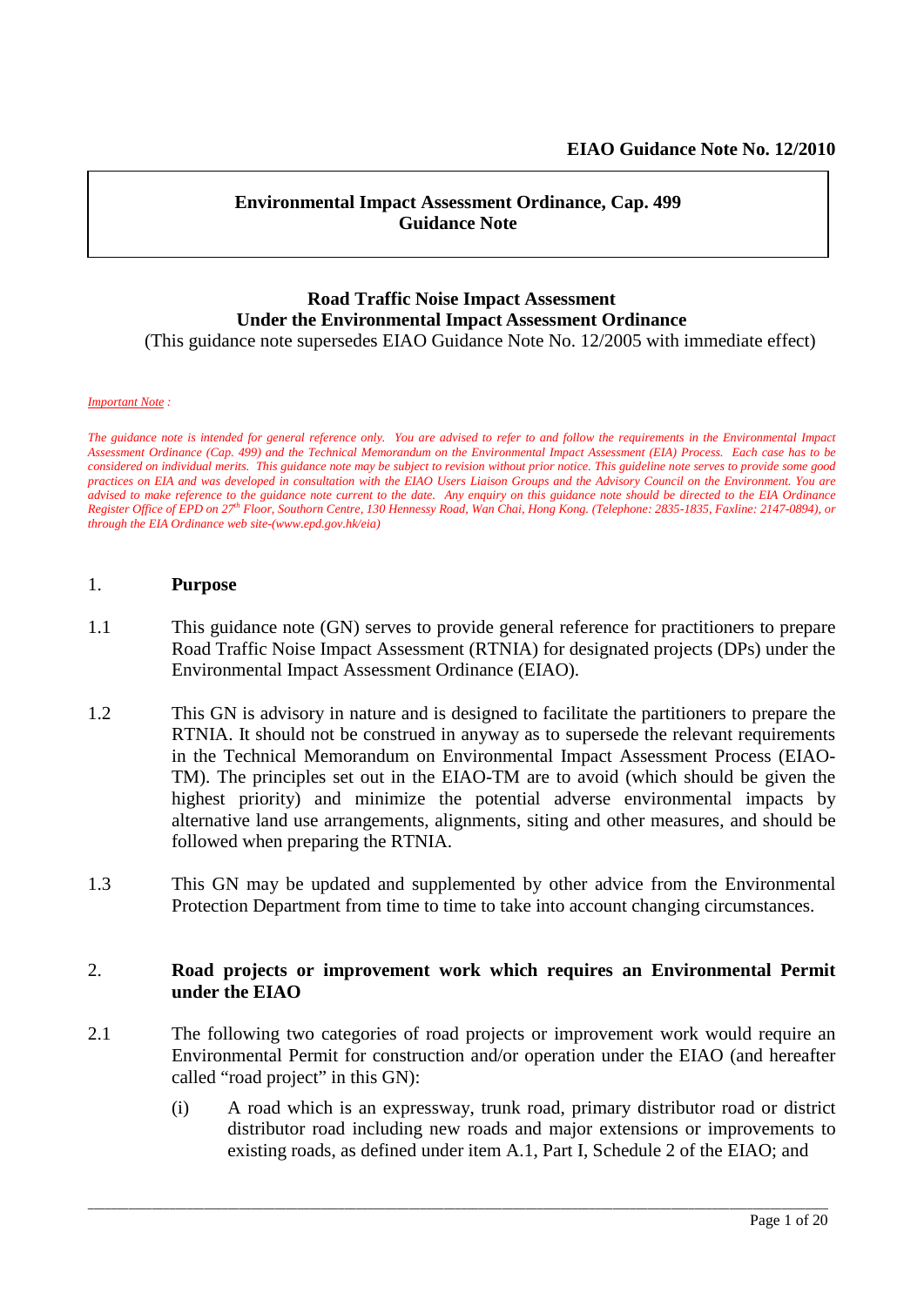**EIAO Guidance Note No. 12/2010**

**Environmental Impact Assessment Ordinance, Cap. 499**
**Guidance Note**

**Road Traffic Noise Impact Assessment**
**Under the Environmental Impact Assessment Ordinance**
(This guidance note supersedes EIAO Guidance Note No. 12/2005 with immediate effect)

*Important Note :*

*The guidance note is intended for general reference only. You are advised to refer to and follow the requirements in the Environmental Impact Assessment Ordinance (Cap. 499) and the Technical Memorandum on the Environmental Impact Assessment (EIA) Process. Each case has to be considered on individual merits. This guidance note may be subject to revision without prior notice. This guideline note serves to provide some good practices on EIA and was developed in consultation with the EIAO Users Liaison Groups and the Advisory Council on the Environment. You are advised to make reference to the guidance note current to the date. Any enquiry on this guidance note should be directed to the EIA Ordinance Register Office of EPD on 27th Floor, Southorn Centre, 130 Hennessy Road, Wan Chai, Hong Kong. (Telephone: 2835-1835, Faxline: 2147-0894), or through the EIA Ordinance web site-(www.epd.gov.hk/eia)*

## 1. Purpose

1.1 This guidance note (GN) serves to provide general reference for practitioners to prepare Road Traffic Noise Impact Assessment (RTNIA) for designated projects (DPs) under the Environmental Impact Assessment Ordinance (EIAO).

1.2 This GN is advisory in nature and is designed to facilitate the partitioners to prepare the RTNIA. It should not be construed in anyway as to supersede the relevant requirements in the Technical Memorandum on Environmental Impact Assessment Process (EIAO-TM). The principles set out in the EIAO-TM are to avoid (which should be given the highest priority) and minimize the potential adverse environmental impacts by alternative land use arrangements, alignments, siting and other measures, and should be followed when preparing the RTNIA.

1.3 This GN may be updated and supplemented by other advice from the Environmental Protection Department from time to time to take into account changing circumstances.

## 2. Road projects or improvement work which requires an Environmental Permit under the EIAO

2.1 The following two categories of road projects or improvement work would require an Environmental Permit for construction and/or operation under the EIAO (and hereafter called "road project" in this GN):

(i) A road which is an expressway, trunk road, primary distributor road or district distributor road including new roads and major extensions or improvements to existing roads, as defined under item A.1, Part I, Schedule 2 of the EIAO; and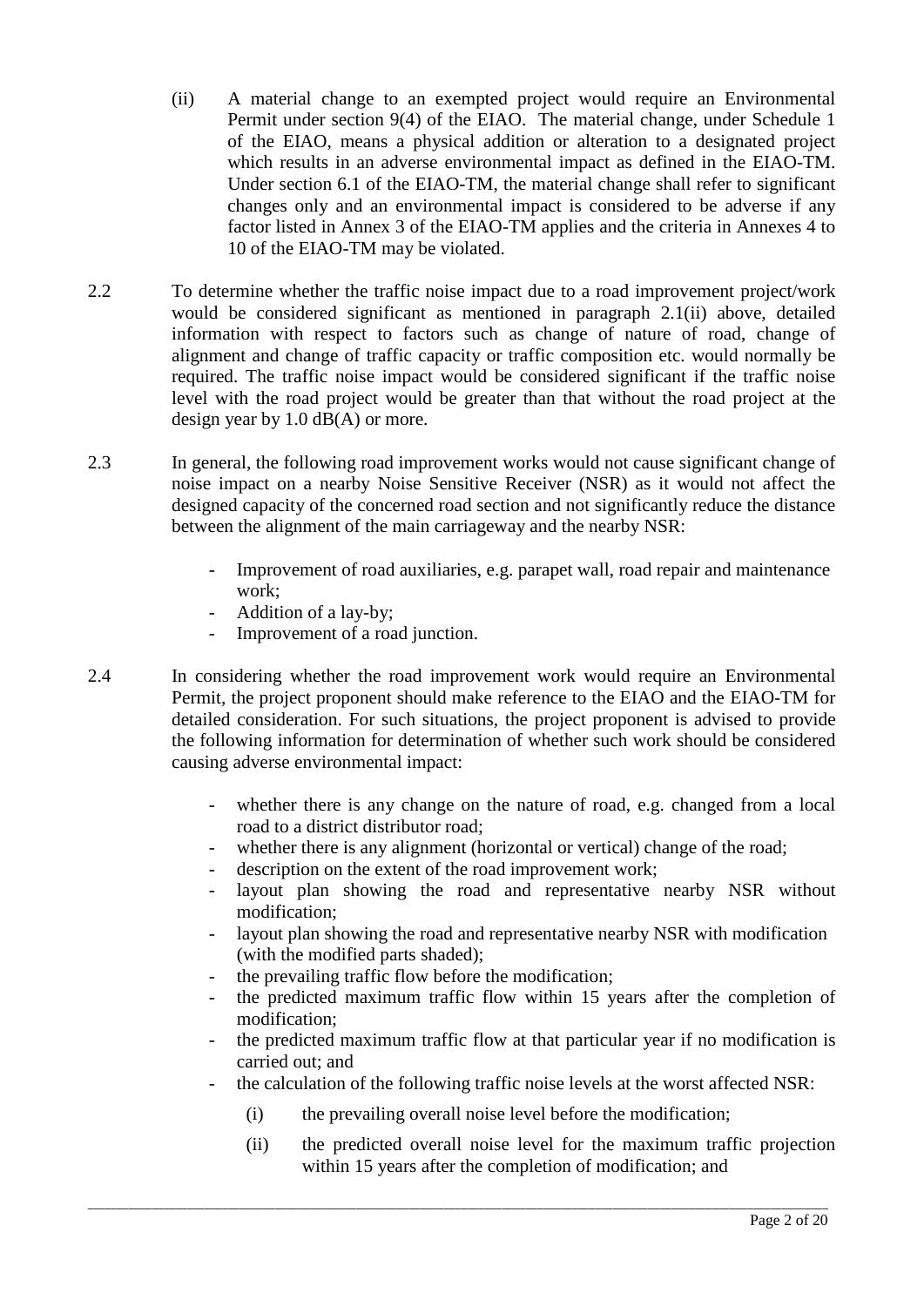(ii) A material change to an exempted project would require an Environmental Permit under section 9(4) of the EIAO. The material change, under Schedule 1 of the EIAO, means a physical addition or alteration to a designated project which results in an adverse environmental impact as defined in the EIAO-TM. Under section 6.1 of the EIAO-TM, the material change shall refer to significant changes only and an environmental impact is considered to be adverse if any factor listed in Annex 3 of the EIAO-TM applies and the criteria in Annexes 4 to 10 of the EIAO-TM may be violated.

2.2 To determine whether the traffic noise impact due to a road improvement project/work would be considered significant as mentioned in paragraph 2.1(ii) above, detailed information with respect to factors such as change of nature of road, change of alignment and change of traffic capacity or traffic composition etc. would normally be required. The traffic noise impact would be considered significant if the traffic noise level with the road project would be greater than that without the road project at the design year by 1.0 dB(A) or more.

2.3 In general, the following road improvement works would not cause significant change of noise impact on a nearby Noise Sensitive Receiver (NSR) as it would not affect the designed capacity of the concerned road section and not significantly reduce the distance between the alignment of the main carriageway and the nearby NSR:

- Improvement of road auxiliaries, e.g. parapet wall, road repair and maintenance work;
- Addition of a lay-by;
- Improvement of a road junction.

2.4 In considering whether the road improvement work would require an Environmental Permit, the project proponent should make reference to the EIAO and the EIAO-TM for detailed consideration. For such situations, the project proponent is advised to provide the following information for determination of whether such work should be considered causing adverse environmental impact:

- whether there is any change on the nature of road, e.g. changed from a local road to a district distributor road;
- whether there is any alignment (horizontal or vertical) change of the road;
- description on the extent of the road improvement work;
- layout plan showing the road and representative nearby NSR without modification;
- layout plan showing the road and representative nearby NSR with modification (with the modified parts shaded);
- the prevailing traffic flow before the modification;
- the predicted maximum traffic flow within 15 years after the completion of modification;
- the predicted maximum traffic flow at that particular year if no modification is carried out; and
- the calculation of the following traffic noise levels at the worst affected NSR:
  - (i) the prevailing overall noise level before the modification;
  - (ii) the predicted overall noise level for the maximum traffic projection within 15 years after the completion of modification; and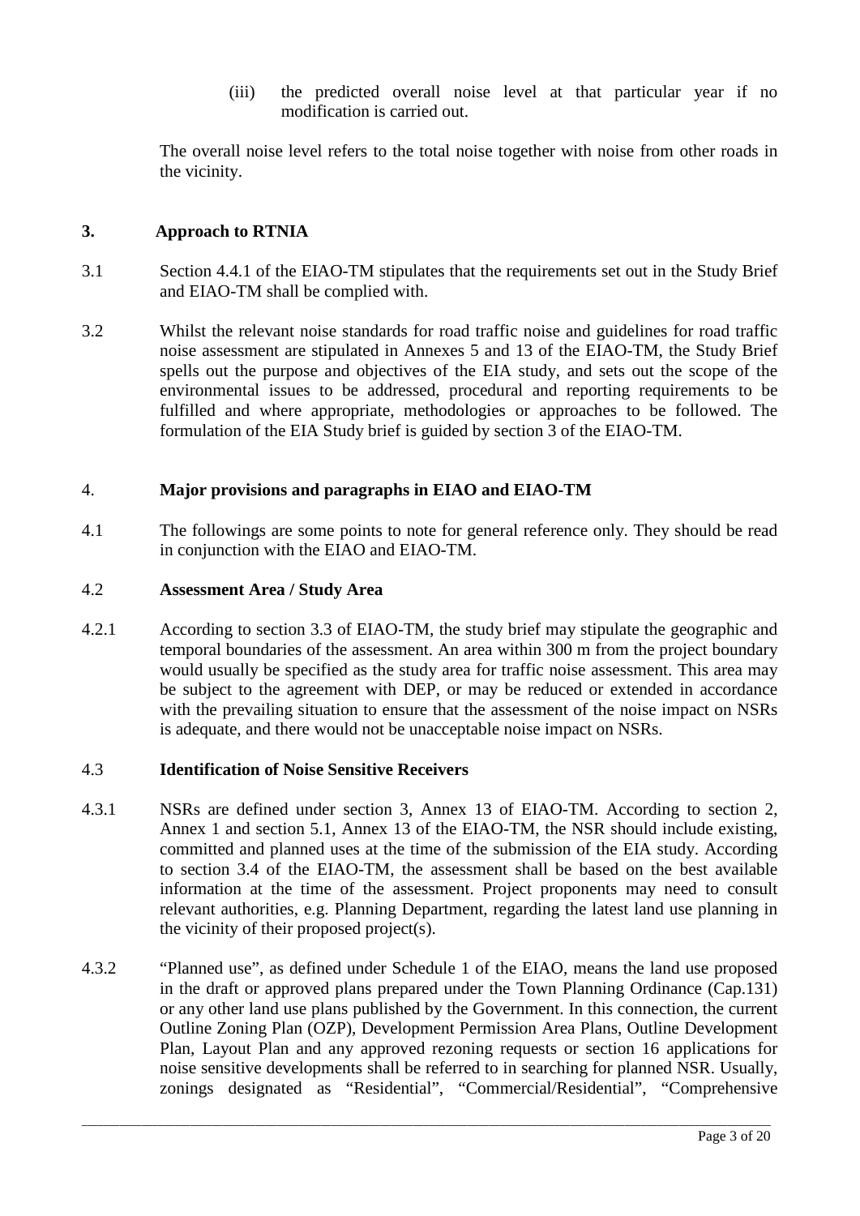(iii) the predicted overall noise level at that particular year if no modification is carried out.

The overall noise level refers to the total noise together with noise from other roads in the vicinity.

## 3. Approach to RTNIA

3.1 Section 4.4.1 of the EIAO-TM stipulates that the requirements set out in the Study Brief and EIAO-TM shall be complied with.

3.2 Whilst the relevant noise standards for road traffic noise and guidelines for road traffic noise assessment are stipulated in Annexes 5 and 13 of the EIAO-TM, the Study Brief spells out the purpose and objectives of the EIA study, and sets out the scope of the environmental issues to be addressed, procedural and reporting requirements to be fulfilled and where appropriate, methodologies or approaches to be followed. The formulation of the EIA Study brief is guided by section 3 of the EIAO-TM.

## 4. Major provisions and paragraphs in EIAO and EIAO-TM

4.1 The followings are some points to note for general reference only. They should be read in conjunction with the EIAO and EIAO-TM.

### 4.2 Assessment Area / Study Area

4.2.1 According to section 3.3 of EIAO-TM, the study brief may stipulate the geographic and temporal boundaries of the assessment. An area within 300 m from the project boundary would usually be specified as the study area for traffic noise assessment. This area may be subject to the agreement with DEP, or may be reduced or extended in accordance with the prevailing situation to ensure that the assessment of the noise impact on NSRs is adequate, and there would not be unacceptable noise impact on NSRs.

### 4.3 Identification of Noise Sensitive Receivers

4.3.1 NSRs are defined under section 3, Annex 13 of EIAO-TM. According to section 2, Annex 1 and section 5.1, Annex 13 of the EIAO-TM, the NSR should include existing, committed and planned uses at the time of the submission of the EIA study. According to section 3.4 of the EIAO-TM, the assessment shall be based on the best available information at the time of the assessment. Project proponents may need to consult relevant authorities, e.g. Planning Department, regarding the latest land use planning in the vicinity of their proposed project(s).

4.3.2 "Planned use", as defined under Schedule 1 of the EIAO, means the land use proposed in the draft or approved plans prepared under the Town Planning Ordinance (Cap.131) or any other land use plans published by the Government. In this connection, the current Outline Zoning Plan (OZP), Development Permission Area Plans, Outline Development Plan, Layout Plan and any approved rezoning requests or section 16 applications for noise sensitive developments shall be referred to in searching for planned NSR. Usually, zonings designated as "Residential", "Commercial/Residential", "Comprehensive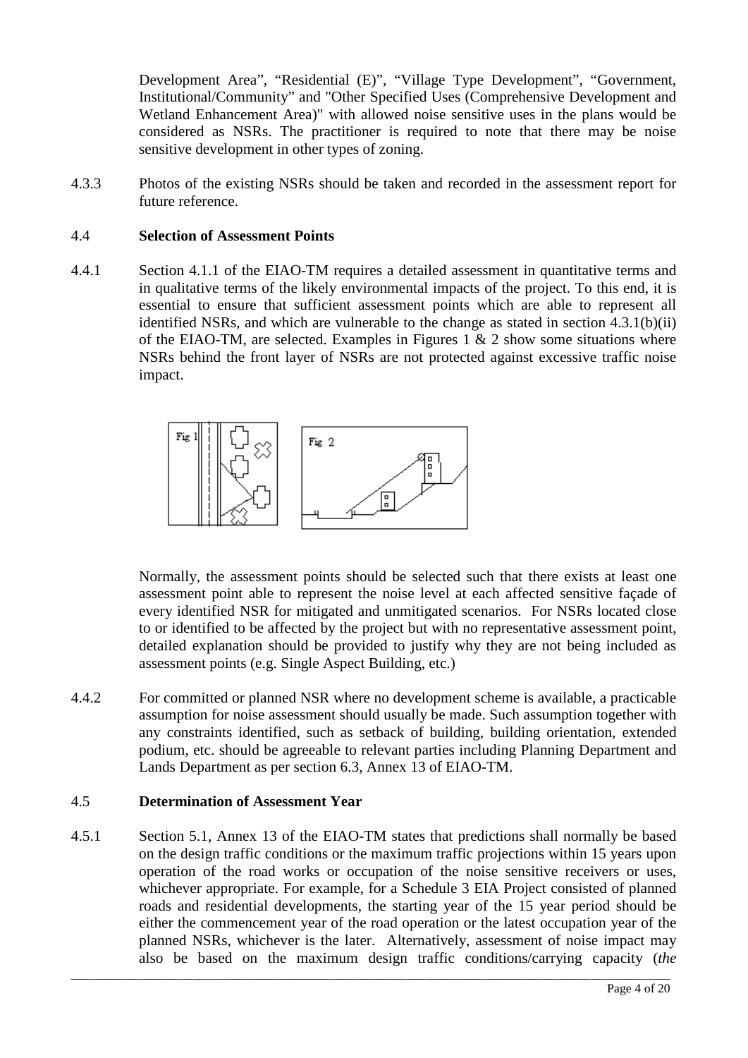Development Area", "Residential (E)", "Village Type Development", "Government, Institutional/Community" and "Other Specified Uses (Comprehensive Development and Wetland Enhancement Area)" with allowed noise sensitive uses in the plans would be considered as NSRs. The practitioner is required to note that there may be noise sensitive development in other types of zoning.

4.3.3 Photos of the existing NSRs should be taken and recorded in the assessment report for future reference.

### 4.4 Selection of Assessment Points

4.4.1 Section 4.1.1 of the EIAO-TM requires a detailed assessment in quantitative terms and in qualitative terms of the likely environmental impacts of the project. To this end, it is essential to ensure that sufficient assessment points which are able to represent all identified NSRs, and which are vulnerable to the change as stated in section 4.3.1(b)(ii) of the EIAO-TM, are selected. Examples in Figures 1 & 2 show some situations where NSRs behind the front layer of NSRs are not protected against excessive traffic noise impact.

Fig 1 Fig 2

Normally, the assessment points should be selected such that there exists at least one assessment point able to represent the noise level at each affected sensitive façade of every identified NSR for mitigated and unmitigated scenarios. For NSRs located close to or identified to be affected by the project but with no representative assessment point, detailed explanation should be provided to justify why they are not being included as assessment points (e.g. Single Aspect Building, etc.)

4.4.2 For committed or planned NSR where no development scheme is available, a practicable assumption for noise assessment should usually be made. Such assumption together with any constraints identified, such as setback of building, building orientation, extended podium, etc. should be agreeable to relevant parties including Planning Department and Lands Department as per section 6.3, Annex 13 of EIAO-TM.

### 4.5 Determination of Assessment Year

4.5.1 Section 5.1, Annex 13 of the EIAO-TM states that predictions shall normally be based on the design traffic conditions or the maximum traffic projections within 15 years upon operation of the road works or occupation of the noise sensitive receivers or uses, whichever appropriate. For example, for a Schedule 3 EIA Project consisted of planned roads and residential developments, the starting year of the 15 year period should be either the commencement year of the road operation or the latest occupation year of the planned NSRs, whichever is the later. Alternatively, assessment of noise impact may also be based on the maximum design traffic conditions/carrying capacity (*the*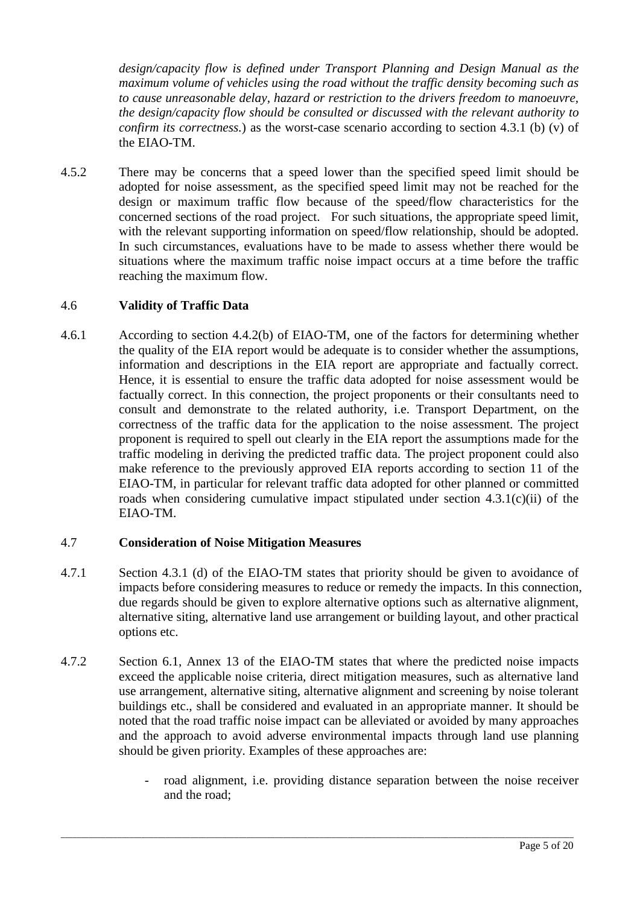*design/capacity flow is defined under Transport Planning and Design Manual as the maximum volume of vehicles using the road without the traffic density becoming such as to cause unreasonable delay, hazard or restriction to the drivers freedom to manoeuvre, the design/capacity flow should be consulted or discussed with the relevant authority to confirm its correctness.*) as the worst-case scenario according to section 4.3.1 (b) (v) of the EIAO-TM.

4.5.2 There may be concerns that a speed lower than the specified speed limit should be adopted for noise assessment, as the specified speed limit may not be reached for the design or maximum traffic flow because of the speed/flow characteristics for the concerned sections of the road project. For such situations, the appropriate speed limit, with the relevant supporting information on speed/flow relationship, should be adopted. In such circumstances, evaluations have to be made to assess whether there would be situations where the maximum traffic noise impact occurs at a time before the traffic reaching the maximum flow.

### 4.6 Validity of Traffic Data

4.6.1 According to section 4.4.2(b) of EIAO-TM, one of the factors for determining whether the quality of the EIA report would be adequate is to consider whether the assumptions, information and descriptions in the EIA report are appropriate and factually correct. Hence, it is essential to ensure the traffic data adopted for noise assessment would be factually correct. In this connection, the project proponents or their consultants need to consult and demonstrate to the related authority, i.e. Transport Department, on the correctness of the traffic data for the application to the noise assessment. The project proponent is required to spell out clearly in the EIA report the assumptions made for the traffic modeling in deriving the predicted traffic data. The project proponent could also make reference to the previously approved EIA reports according to section 11 of the EIAO-TM, in particular for relevant traffic data adopted for other planned or committed roads when considering cumulative impact stipulated under section 4.3.1(c)(ii) of the EIAO-TM.

### 4.7 Consideration of Noise Mitigation Measures

4.7.1 Section 4.3.1 (d) of the EIAO-TM states that priority should be given to avoidance of impacts before considering measures to reduce or remedy the impacts. In this connection, due regards should be given to explore alternative options such as alternative alignment, alternative siting, alternative land use arrangement or building layout, and other practical options etc.

4.7.2 Section 6.1, Annex 13 of the EIAO-TM states that where the predicted noise impacts exceed the applicable noise criteria, direct mitigation measures, such as alternative land use arrangement, alternative siting, alternative alignment and screening by noise tolerant buildings etc., shall be considered and evaluated in an appropriate manner. It should be noted that the road traffic noise impact can be alleviated or avoided by many approaches and the approach to avoid adverse environmental impacts through land use planning should be given priority. Examples of these approaches are:

- road alignment, i.e. providing distance separation between the noise receiver and the road;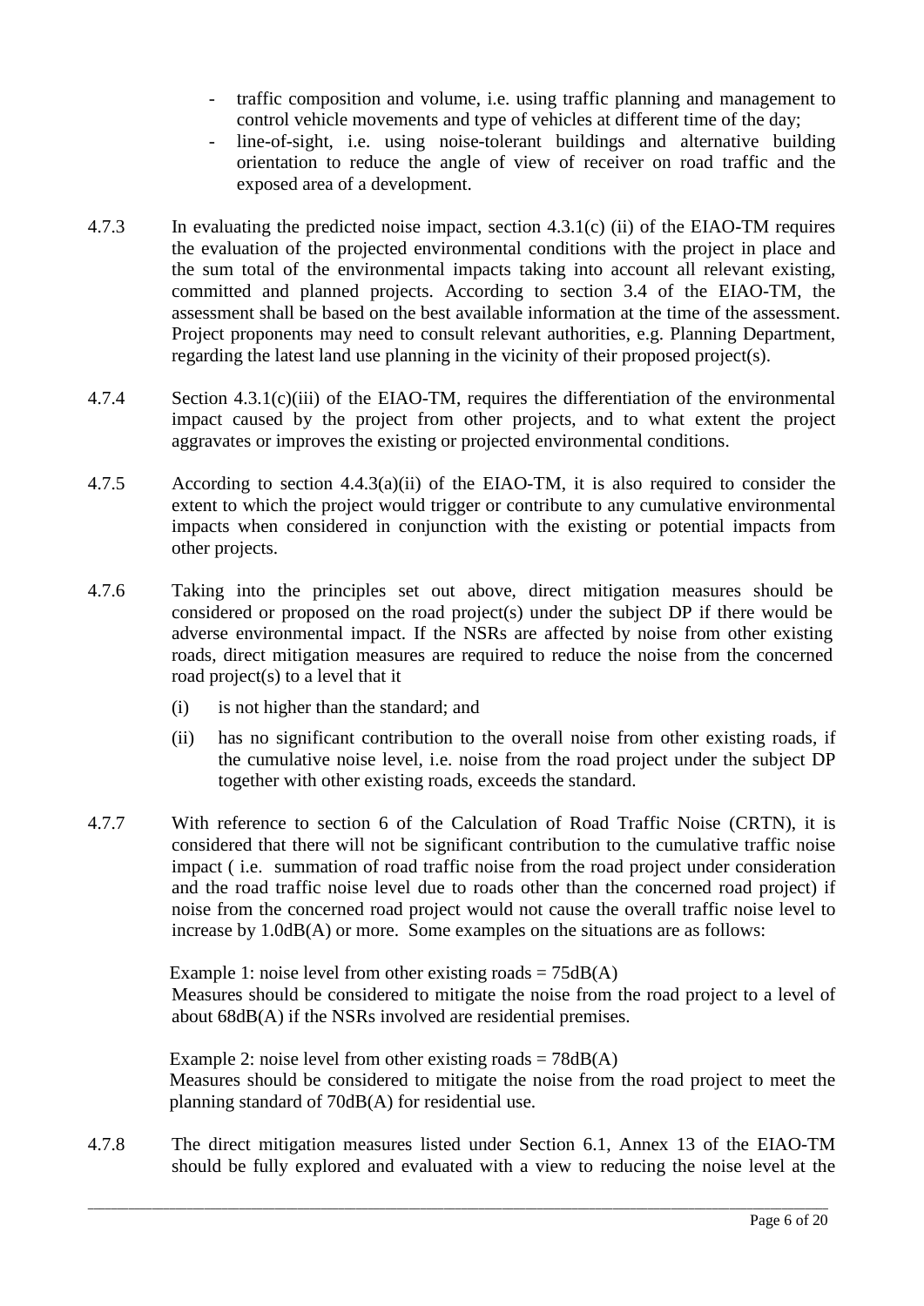- traffic composition and volume, i.e. using traffic planning and management to control vehicle movements and type of vehicles at different time of the day;
- line-of-sight, i.e. using noise-tolerant buildings and alternative building orientation to reduce the angle of view of receiver on road traffic and the exposed area of a development.

4.7.3 In evaluating the predicted noise impact, section 4.3.1(c) (ii) of the EIAO-TM requires the evaluation of the projected environmental conditions with the project in place and the sum total of the environmental impacts taking into account all relevant existing, committed and planned projects. According to section 3.4 of the EIAO-TM, the assessment shall be based on the best available information at the time of the assessment. Project proponents may need to consult relevant authorities, e.g. Planning Department, regarding the latest land use planning in the vicinity of their proposed project(s).

4.7.4 Section 4.3.1(c)(iii) of the EIAO-TM, requires the differentiation of the environmental impact caused by the project from other projects, and to what extent the project aggravates or improves the existing or projected environmental conditions.

4.7.5 According to section 4.4.3(a)(ii) of the EIAO-TM, it is also required to consider the extent to which the project would trigger or contribute to any cumulative environmental impacts when considered in conjunction with the existing or potential impacts from other projects.

4.7.6 Taking into the principles set out above, direct mitigation measures should be considered or proposed on the road project(s) under the subject DP if there would be adverse environmental impact. If the NSRs are affected by noise from other existing roads, direct mitigation measures are required to reduce the noise from the concerned road project(s) to a level that it

(i) is not higher than the standard; and

(ii) has no significant contribution to the overall noise from other existing roads, if the cumulative noise level, i.e. noise from the road project under the subject DP together with other existing roads, exceeds the standard.

4.7.7 With reference to section 6 of the Calculation of Road Traffic Noise (CRTN), it is considered that there will not be significant contribution to the cumulative traffic noise impact ( i.e. summation of road traffic noise from the road project under consideration and the road traffic noise level due to roads other than the concerned road project) if noise from the concerned road project would not cause the overall traffic noise level to increase by 1.0dB(A) or more. Some examples on the situations are as follows:

Example 1: noise level from other existing roads = 75dB(A)
Measures should be considered to mitigate the noise from the road project to a level of about 68dB(A) if the NSRs involved are residential premises.

Example 2: noise level from other existing roads = 78dB(A)
Measures should be considered to mitigate the noise from the road project to meet the planning standard of 70dB(A) for residential use.

4.7.8 The direct mitigation measures listed under Section 6.1, Annex 13 of the EIAO-TM should be fully explored and evaluated with a view to reducing the noise level at the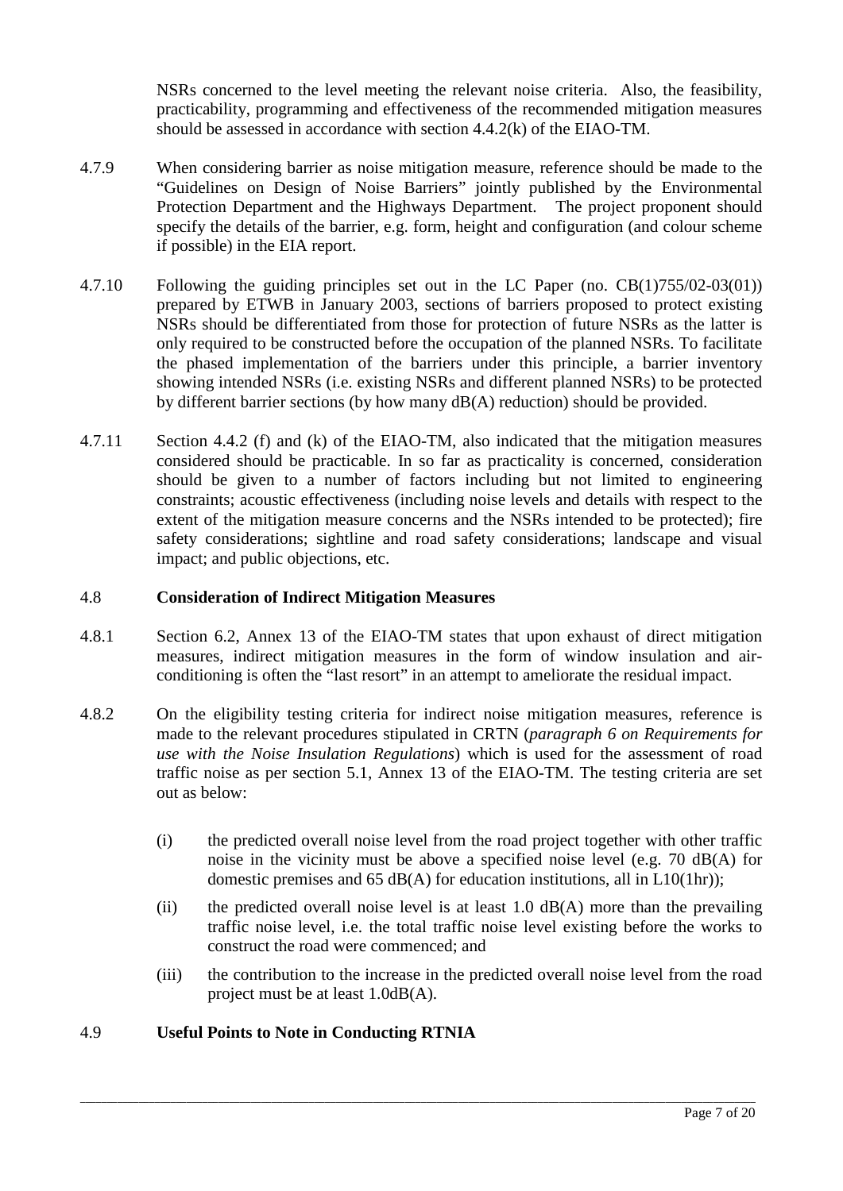NSRs concerned to the level meeting the relevant noise criteria. Also, the feasibility, practicability, programming and effectiveness of the recommended mitigation measures should be assessed in accordance with section 4.4.2(k) of the EIAO-TM.

4.7.9 When considering barrier as noise mitigation measure, reference should be made to the "Guidelines on Design of Noise Barriers" jointly published by the Environmental Protection Department and the Highways Department. The project proponent should specify the details of the barrier, e.g. form, height and configuration (and colour scheme if possible) in the EIA report.

4.7.10 Following the guiding principles set out in the LC Paper (no. CB(1)755/02-03(01)) prepared by ETWB in January 2003, sections of barriers proposed to protect existing NSRs should be differentiated from those for protection of future NSRs as the latter is only required to be constructed before the occupation of the planned NSRs. To facilitate the phased implementation of the barriers under this principle, a barrier inventory showing intended NSRs (i.e. existing NSRs and different planned NSRs) to be protected by different barrier sections (by how many dB(A) reduction) should be provided.

4.7.11 Section 4.4.2 (f) and (k) of the EIAO-TM, also indicated that the mitigation measures considered should be practicable. In so far as practicality is concerned, consideration should be given to a number of factors including but not limited to engineering constraints; acoustic effectiveness (including noise levels and details with respect to the extent of the mitigation measure concerns and the NSRs intended to be protected); fire safety considerations; sightline and road safety considerations; landscape and visual impact; and public objections, etc.

## 4.8 Consideration of Indirect Mitigation Measures

4.8.1 Section 6.2, Annex 13 of the EIAO-TM states that upon exhaust of direct mitigation measures, indirect mitigation measures in the form of window insulation and air-conditioning is often the "last resort" in an attempt to ameliorate the residual impact.

4.8.2 On the eligibility testing criteria for indirect noise mitigation measures, reference is made to the relevant procedures stipulated in CRTN (*paragraph 6 on Requirements for use with the Noise Insulation Regulations*) which is used for the assessment of road traffic noise as per section 5.1, Annex 13 of the EIAO-TM. The testing criteria are set out as below:

(i) the predicted overall noise level from the road project together with other traffic noise in the vicinity must be above a specified noise level (e.g. 70 dB(A) for domestic premises and 65 dB(A) for education institutions, all in L10(1hr));

(ii) the predicted overall noise level is at least 1.0 dB(A) more than the prevailing traffic noise level, i.e. the total traffic noise level existing before the works to construct the road were commenced; and

(iii) the contribution to the increase in the predicted overall noise level from the road project must be at least 1.0dB(A).

## 4.9 Useful Points to Note in Conducting RTNIA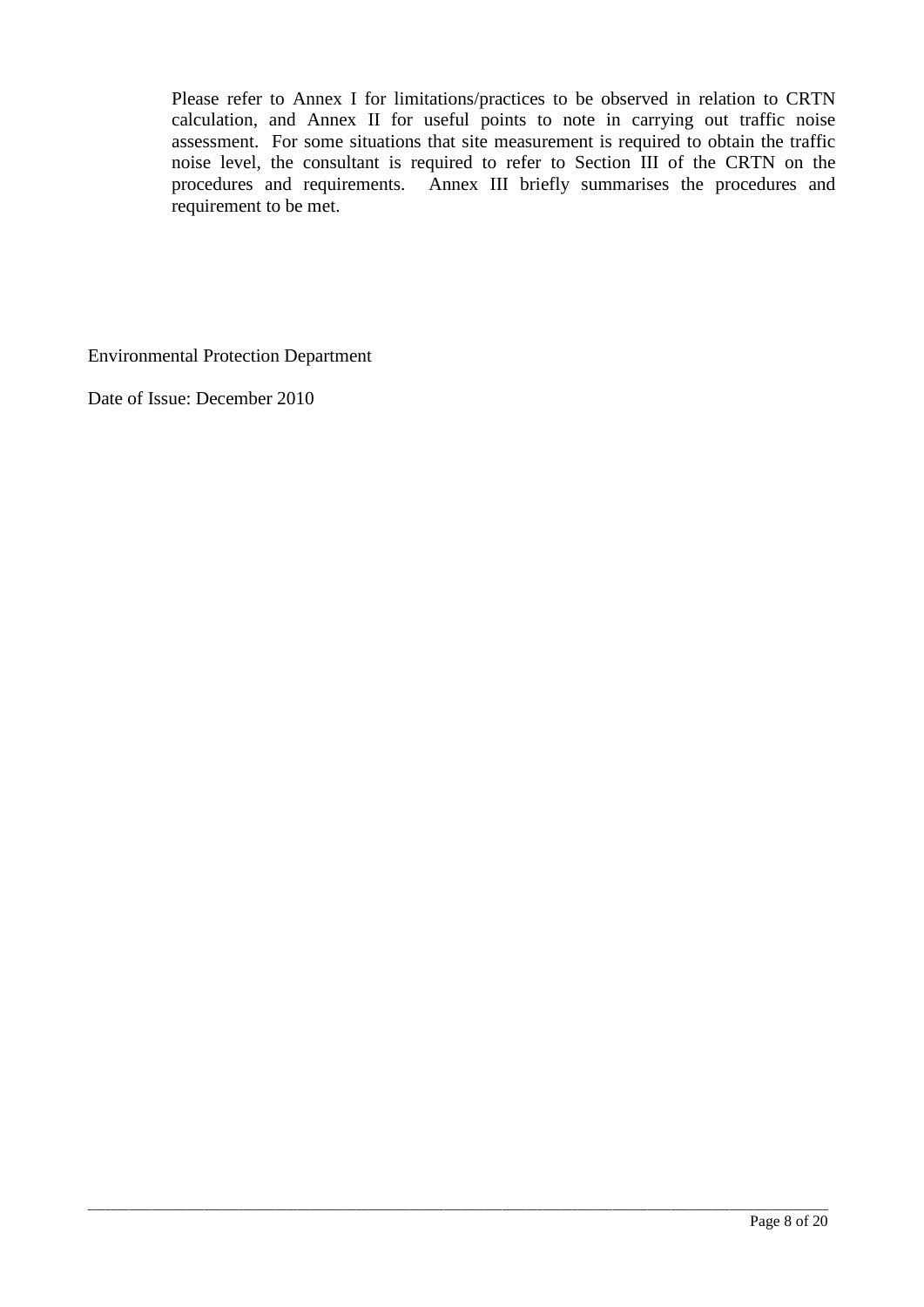Please refer to Annex I for limitations/practices to be observed in relation to CRTN calculation, and Annex II for useful points to note in carrying out traffic noise assessment. For some situations that site measurement is required to obtain the traffic noise level, the consultant is required to refer to Section III of the CRTN on the procedures and requirements. Annex III briefly summarises the procedures and requirement to be met.

Environmental Protection Department

Date of Issue: December 2010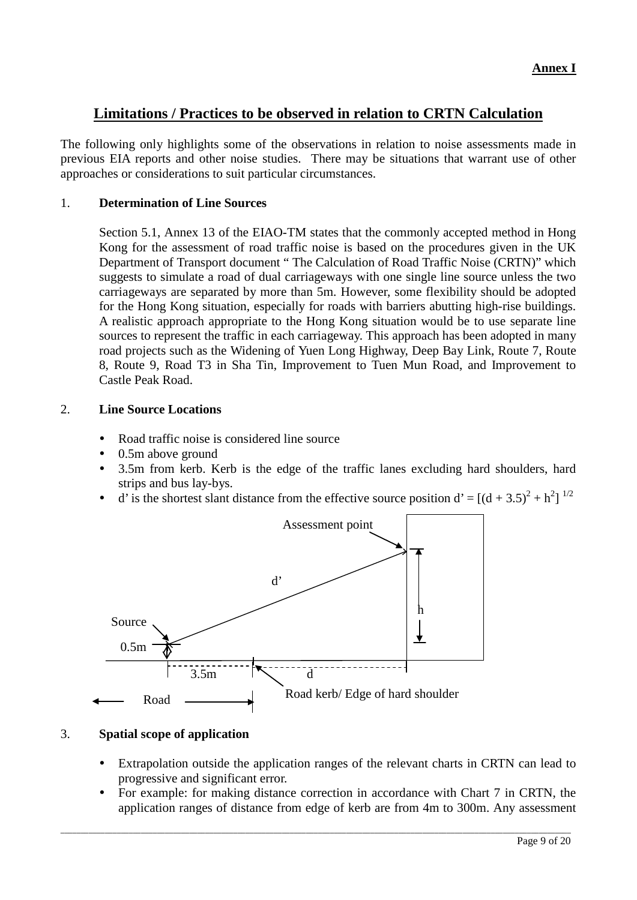**Annex I**

# Limitations / Practices to be observed in relation to CRTN Calculation

The following only highlights some of the observations in relation to noise assessments made in previous EIA reports and other noise studies. There may be situations that warrant use of other approaches or considerations to suit particular circumstances.

## 1. Determination of Line Sources

Section 5.1, Annex 13 of the EIAO-TM states that the commonly accepted method in Hong Kong for the assessment of road traffic noise is based on the procedures given in the UK Department of Transport document " The Calculation of Road Traffic Noise (CRTN)" which suggests to simulate a road of dual carriageways with one single line source unless the two carriageways are separated by more than 5m. However, some flexibility should be adopted for the Hong Kong situation, especially for roads with barriers abutting high-rise buildings. A realistic approach appropriate to the Hong Kong situation would be to use separate line sources to represent the traffic in each carriageway. This approach has been adopted in many road projects such as the Widening of Yuen Long Highway, Deep Bay Link, Route 7, Route 8, Route 9, Road T3 in Sha Tin, Improvement to Tuen Mun Road, and Improvement to Castle Peak Road.

## 2. Line Source Locations

- Road traffic noise is considered line source
- 0.5m above ground
- 3.5m from kerb. Kerb is the edge of the traffic lanes excluding hard shoulders, hard strips and bus lay-bys.
- d' is the shortest slant distance from the effective source position $d' = [(d + 3.5)^2 + h^2]^{1/2}$

Assessment point

d'

h

Source

0.5m

3.5m d

Road kerb/ Edge of hard shoulder

Road

## 3. Spatial scope of application

- Extrapolation outside the application ranges of the relevant charts in CRTN can lead to progressive and significant error.
- For example: for making distance correction in accordance with Chart 7 in CRTN, the application ranges of distance from edge of kerb are from 4m to 300m. Any assessment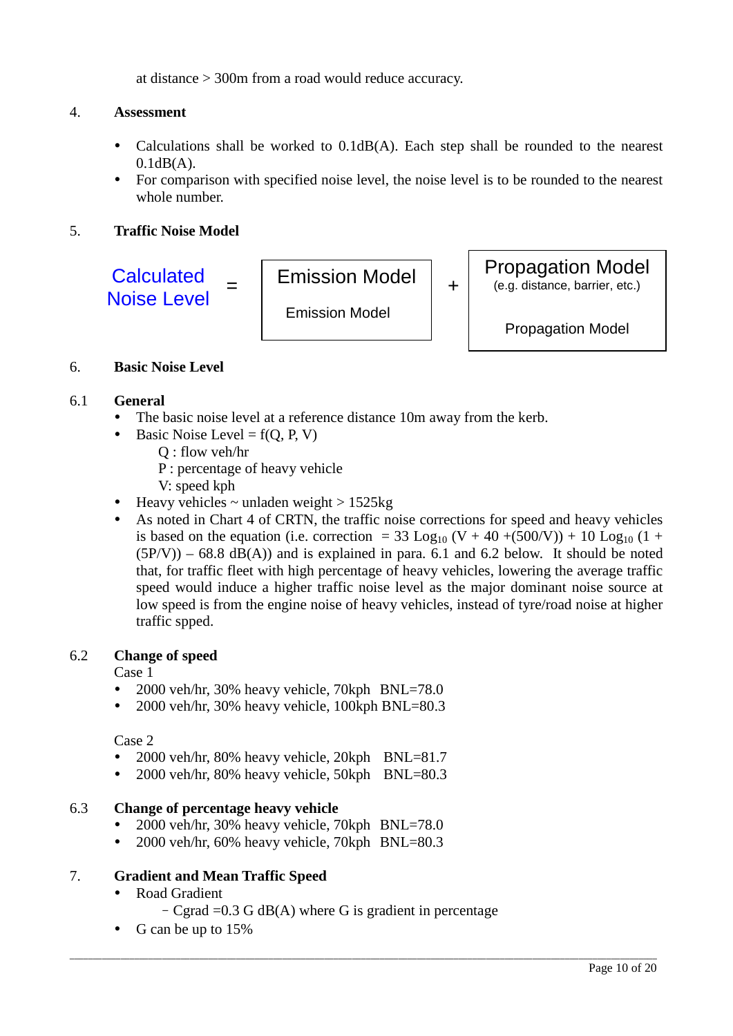at distance > 300m from a road would reduce accuracy.

## 4. Assessment

- Calculations shall be worked to 0.1dB(A). Each step shall be rounded to the nearest 0.1dB(A).
- For comparison with specified noise level, the noise level is to be rounded to the nearest whole number.

## 5. Traffic Noise Model

Calculated Noise Level = Emission Model + Propagation Model (e.g. distance, barrier, etc.)

| Emission Model | Propagation Model (e.g. distance, barrier, etc.) |
|---|---|
| Emission Model | Propagation Model |

## 6. Basic Noise Level

### 6.1 General

- The basic noise level at a reference distance 10m away from the kerb.
- Basic Noise Level = f(Q, P, V)
  - Q : flow veh/hr
  - P : percentage of heavy vehicle
  - V: speed kph
- Heavy vehicles ~ unladen weight > 1525kg
- As noted in Chart 4 of CRTN, the traffic noise corrections for speed and heavy vehicles is based on the equation (i.e. correction $= 33 \text{Log}_{10} (V + 40 + (500/V)) + 10 \text{Log}_{10} (1 + (5P/V)) - 68.8$ dB(A)) and is explained in para. 6.1 and 6.2 below. It should be noted that, for traffic fleet with high percentage of heavy vehicles, lowering the average traffic speed would induce a higher traffic noise level as the major dominant noise source at low speed is from the engine noise of heavy vehicles, instead of tyre/road noise at higher traffic spped.

### 6.2 Change of speed

Case 1

- 2000 veh/hr, 30% heavy vehicle, 70kph BNL=78.0
- 2000 veh/hr, 30% heavy vehicle, 100kph BNL=80.3

Case 2

- 2000 veh/hr, 80% heavy vehicle, 20kph BNL=81.7
- 2000 veh/hr, 80% heavy vehicle, 50kph BNL=80.3

### 6.3 Change of percentage heavy vehicle

- 2000 veh/hr, 30% heavy vehicle, 70kph BNL=78.0
- 2000 veh/hr, 60% heavy vehicle, 70kph BNL=80.3

## 7. Gradient and Mean Traffic Speed

- Road Gradient
  - Cgrad =0.3 G dB(A) where G is gradient in percentage
- G can be up to 15%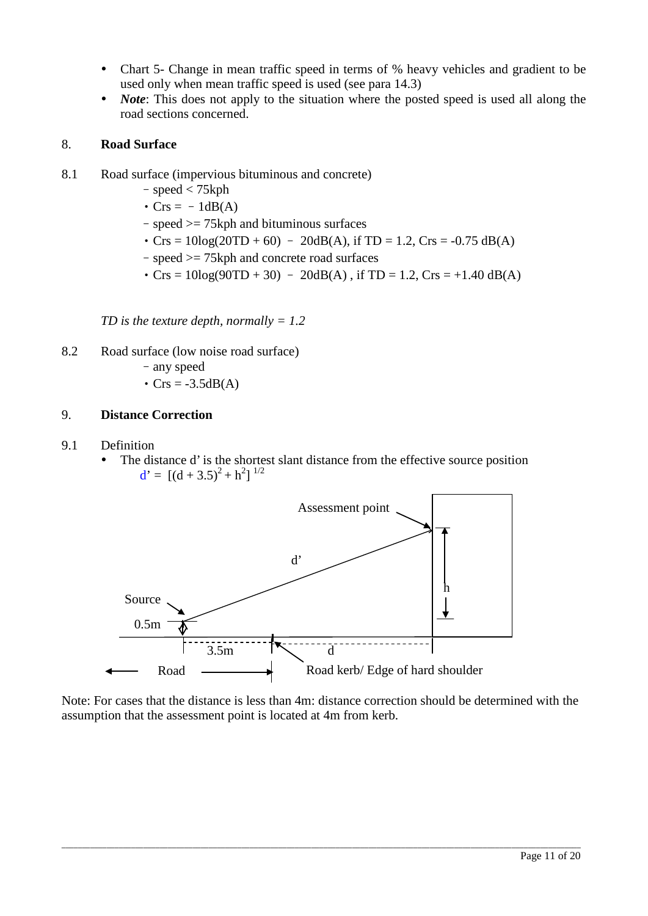- Chart 5- Change in mean traffic speed in terms of % heavy vehicles and gradient to be used only when mean traffic speed is used (see para 14.3)
- ***Note***: This does not apply to the situation where the posted speed is used all along the road sections concerned.

## 8. Road Surface

8.1 Road surface (impervious bituminous and concrete)

- speed < 75kph
  - Crs = – 1dB(A)
- speed >= 75kph and bituminous surfaces
  - Crs = 10log(20TD + 60) – 20dB(A), if TD = 1.2, Crs = -0.75 dB(A)
- speed >= 75kph and concrete road surfaces
  - Crs = 10log(90TD + 30) – 20dB(A) , if TD = 1.2, Crs = +1.40 dB(A)

*TD is the texture depth, normally = 1.2*

8.2 Road surface (low noise road surface)

- any speed
  - Crs = -3.5dB(A)

## 9. Distance Correction

9.1 Definition

- The distance d' is the shortest slant distance from the effective source position

$$d' = [(d + 3.5)^2 + h^2]^{1/2}$$

Assessment point

d'

h

Source

0.5m

3.5m d

Road Road kerb/ Edge of hard shoulder

Note: For cases that the distance is less than 4m: distance correction should be determined with the assumption that the assessment point is located at 4m from kerb.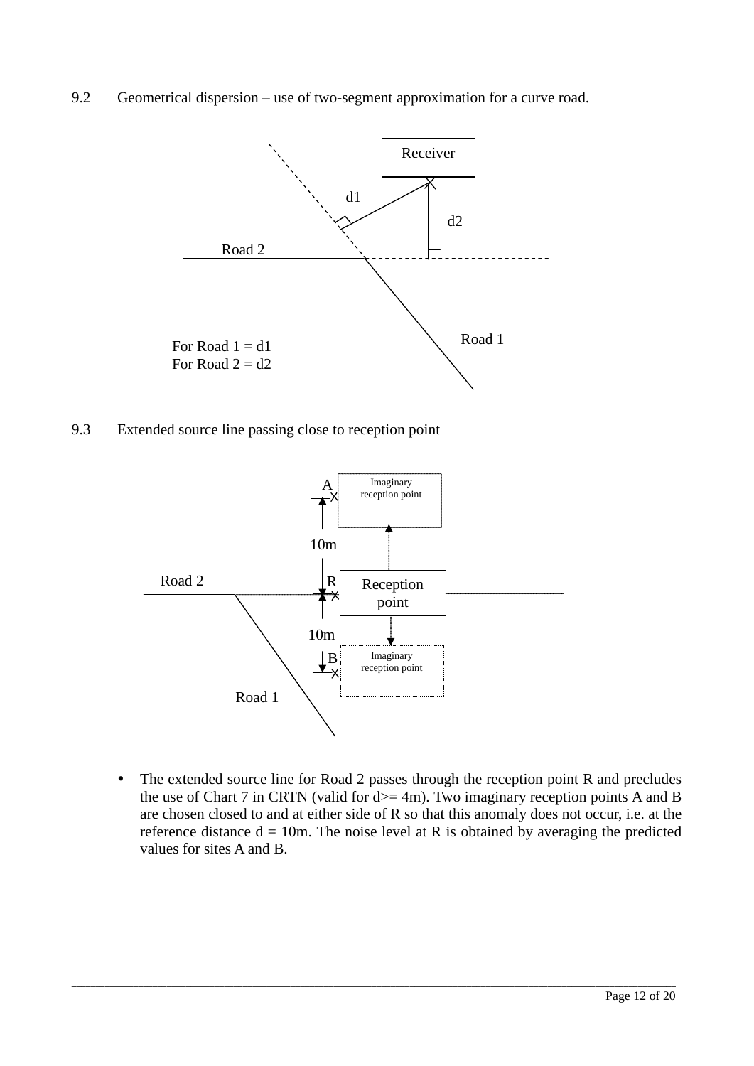9.2 Geometrical dispersion – use of two-segment approximation for a curve road.

Receiver

d1

d2

Road 2

Road 1

For Road 1 = d1
For Road 2 = d2

9.3 Extended source line passing close to reception point

A

Imaginary reception point

10m

Road 2

R

Reception point

10m

B

Imaginary reception point

Road 1

- The extended source line for Road 2 passes through the reception point R and precludes the use of Chart 7 in CRTN (valid for d>= 4m). Two imaginary reception points A and B are chosen closed to and at either side of R so that this anomaly does not occur, i.e. at the reference distance d = 10m. The noise level at R is obtained by averaging the predicted values for sites A and B.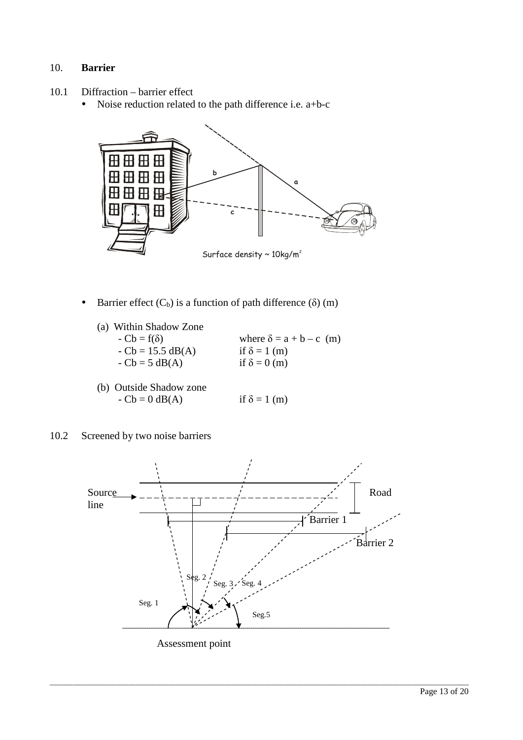## 10. **Barrier**

### 10.1 Diffraction – barrier effect

- Noise reduction related to the path difference i.e. a+b-c

Surface density ~ 10kg/m²

- Barrier effect ($C_b$) is a function of path difference ($\delta$) (m)

(a) Within Shadow Zone

| | |
|---|---|
| - $Cb = f(\delta)$ | where $\delta = a + b - c$ (m) |
| - $Cb = 15.5$ dB(A) | if $\delta = 1$ (m) |
| - $Cb = 5$ dB(A) | if $\delta = 0$ (m) |

(b) Outside Shadow zone

| | |
|---|---|
| - $Cb = 0$ dB(A) | if $\delta = 1$ (m) |

### 10.2 Screened by two noise barriers

Source line

Road

Barrier 1

Barrier 2

Seg. 1

Seg. 2

Seg. 3

Seg. 4

Seg.5

Assessment point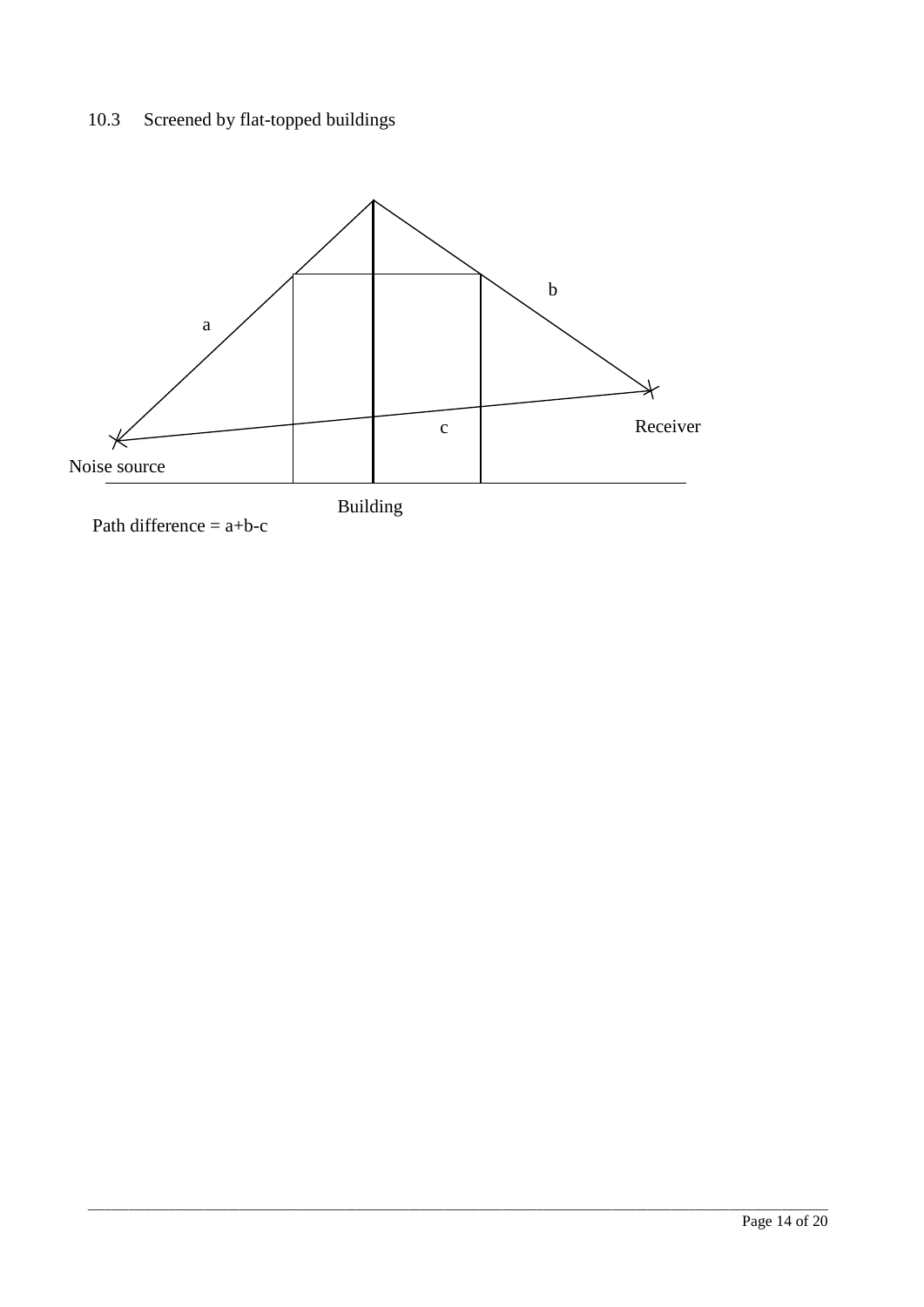## 10.3 Screened by flat-topped buildings

a

b

c

Receiver

Noise source

Building

Path difference = a+b-c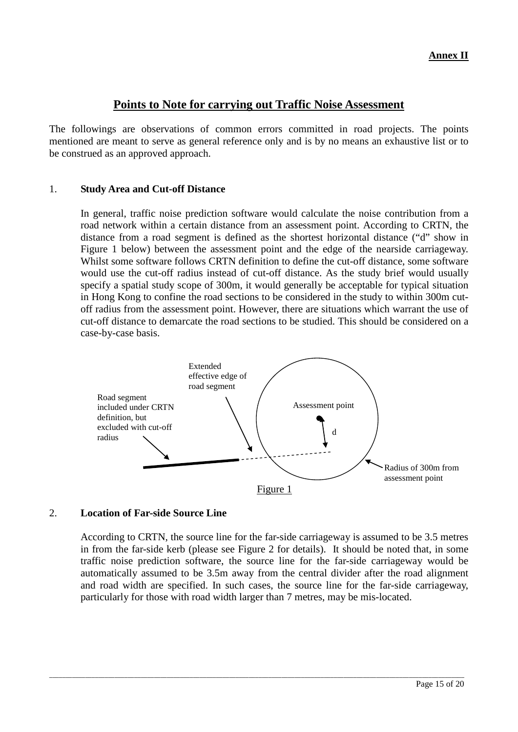**Annex II**

# Points to Note for carrying out Traffic Noise Assessment

The followings are observations of common errors committed in road projects. The points mentioned are meant to serve as general reference only and is by no means an exhaustive list or to be construed as an approved approach.

## 1. Study Area and Cut-off Distance

In general, traffic noise prediction software would calculate the noise contribution from a road network within a certain distance from an assessment point. According to CRTN, the distance from a road segment is defined as the shortest horizontal distance ("d" show in Figure 1 below) between the assessment point and the edge of the nearside carriageway. Whilst some software follows CRTN definition to define the cut-off distance, some software would use the cut-off radius instead of cut-off distance. As the study brief would usually specify a spatial study scope of 300m, it would generally be acceptable for typical situation in Hong Kong to confine the road sections to be considered in the study to within 300m cut-off radius from the assessment point. However, there are situations which warrant the use of cut-off distance to demarcate the road sections to be studied. This should be considered on a case-by-case basis.

Extended effective edge of road segment

Road segment included under CRTN definition, but excluded with cut-off radius

Assessment point

d

Radius of 300m from assessment point

Figure 1

## 2. Location of Far-side Source Line

According to CRTN, the source line for the far-side carriageway is assumed to be 3.5 metres in from the far-side kerb (please see Figure 2 for details). It should be noted that, in some traffic noise prediction software, the source line for the far-side carriageway would be automatically assumed to be 3.5m away from the central divider after the road alignment and road width are specified. In such cases, the source line for the far-side carriageway, particularly for those with road width larger than 7 metres, may be mis-located.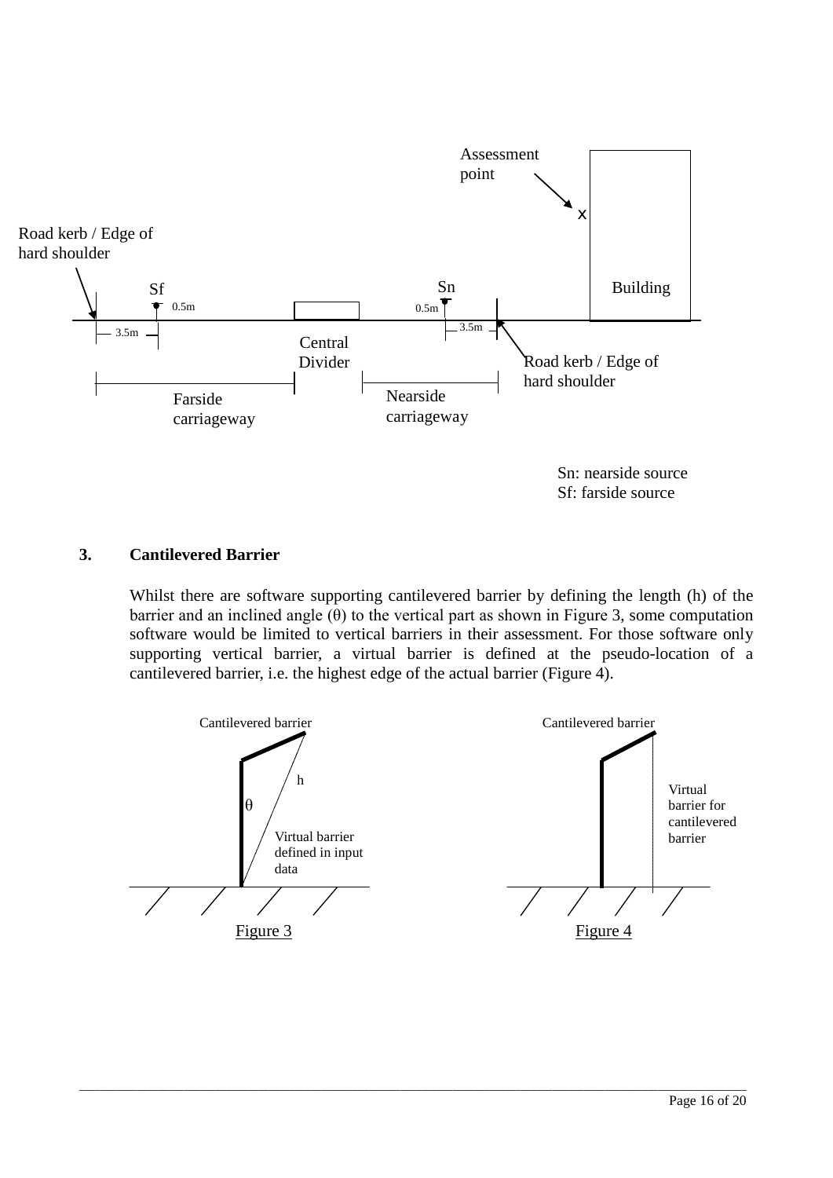Assessment point

x

Road kerb / Edge of hard shoulder

Sf

0.5m

3.5m

Central Divider

Farside carriageway

Sn

0.5m

3.5m

Nearside carriageway

Road kerb / Edge of hard shoulder

Building

Sn: nearside source
Sf: farside source

## 3. Cantilevered Barrier

Whilst there are software supporting cantilevered barrier by defining the length (h) of the barrier and an inclined angle (θ) to the vertical part as shown in Figure 3, some computation software would be limited to vertical barriers in their assessment. For those software only supporting vertical barrier, a virtual barrier is defined at the pseudo-location of a cantilevered barrier, i.e. the highest edge of the actual barrier (Figure 4).

Cantilevered barrier

h

θ

Virtual barrier defined in input data

Figure 3

Cantilevered barrier

Virtual barrier for cantilevered barrier

Figure 4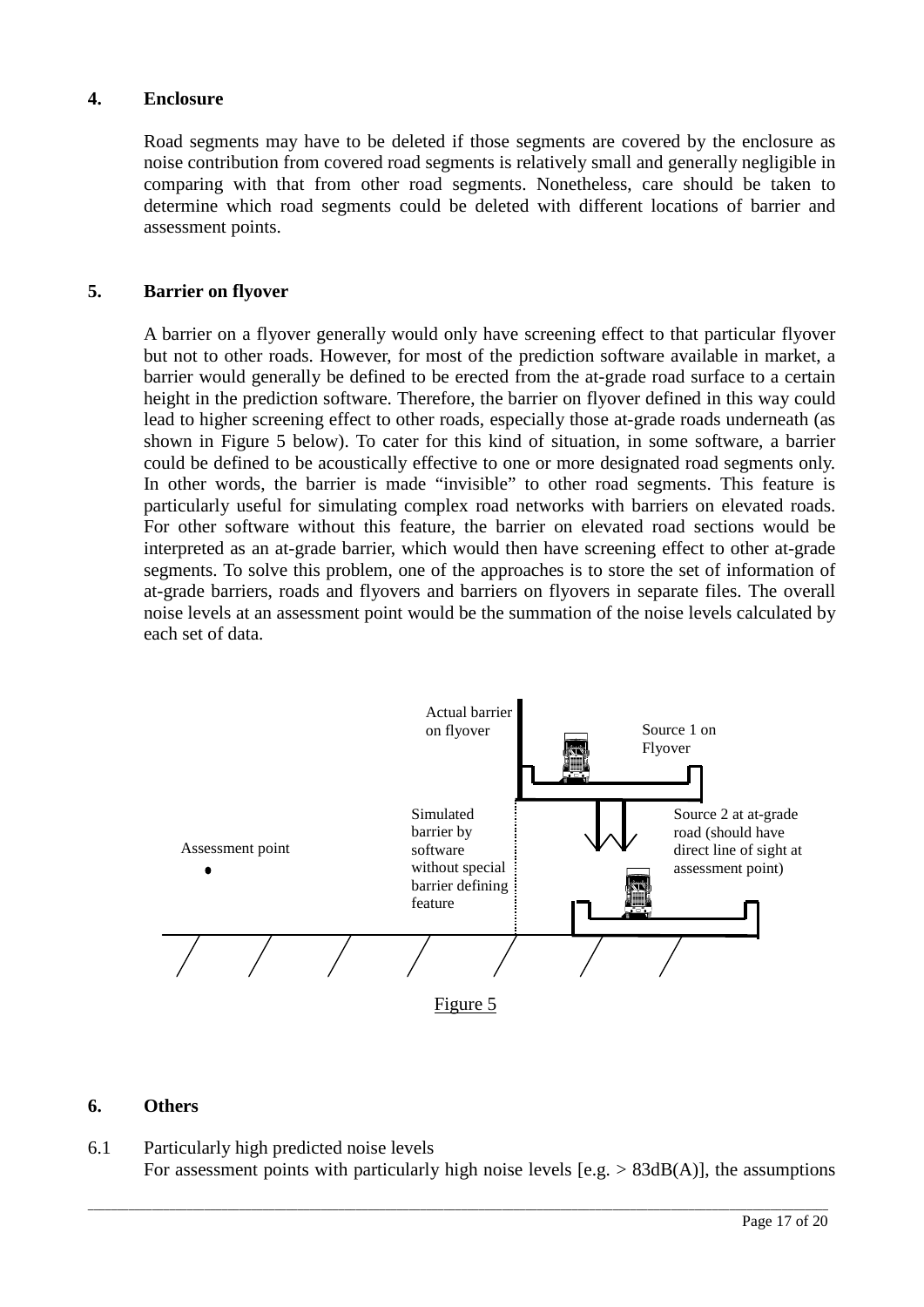## 4. Enclosure

Road segments may have to be deleted if those segments are covered by the enclosure as noise contribution from covered road segments is relatively small and generally negligible in comparing with that from other road segments. Nonetheless, care should be taken to determine which road segments could be deleted with different locations of barrier and assessment points.

## 5. Barrier on flyover

A barrier on a flyover generally would only have screening effect to that particular flyover but not to other roads. However, for most of the prediction software available in market, a barrier would generally be defined to be erected from the at-grade road surface to a certain height in the prediction software. Therefore, the barrier on flyover defined in this way could lead to higher screening effect to other roads, especially those at-grade roads underneath (as shown in Figure 5 below). To cater for this kind of situation, in some software, a barrier could be defined to be acoustically effective to one or more designated road segments only. In other words, the barrier is made "invisible" to other road segments. This feature is particularly useful for simulating complex road networks with barriers on elevated roads. For other software without this feature, the barrier on elevated road sections would be interpreted as an at-grade barrier, which would then have screening effect to other at-grade segments. To solve this problem, one of the approaches is to store the set of information of at-grade barriers, roads and flyovers and barriers on flyovers in separate files. The overall noise levels at an assessment point would be the summation of the noise levels calculated by each set of data.

Actual barrier on flyover

Source 1 on Flyover

Simulated barrier by software without special barrier defining feature

Source 2 at at-grade road (should have direct line of sight at assessment point)

Assessment point

Figure 5

## 6. Others

6.1 Particularly high predicted noise levels

For assessment points with particularly high noise levels [e.g. > 83dB(A)], the assumptions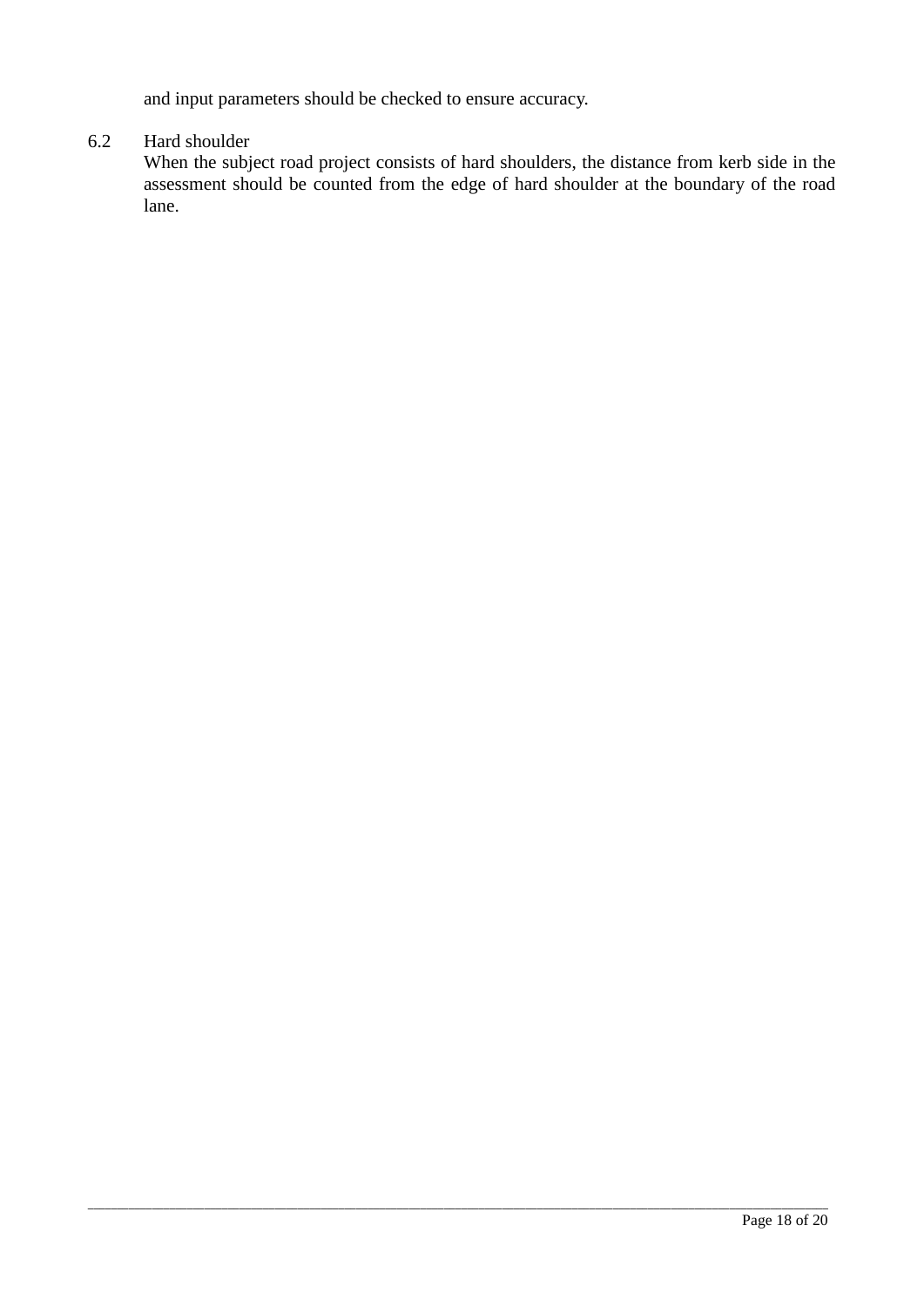and input parameters should be checked to ensure accuracy.

6.2 Hard shoulder

When the subject road project consists of hard shoulders, the distance from kerb side in the assessment should be counted from the edge of hard shoulder at the boundary of the road lane.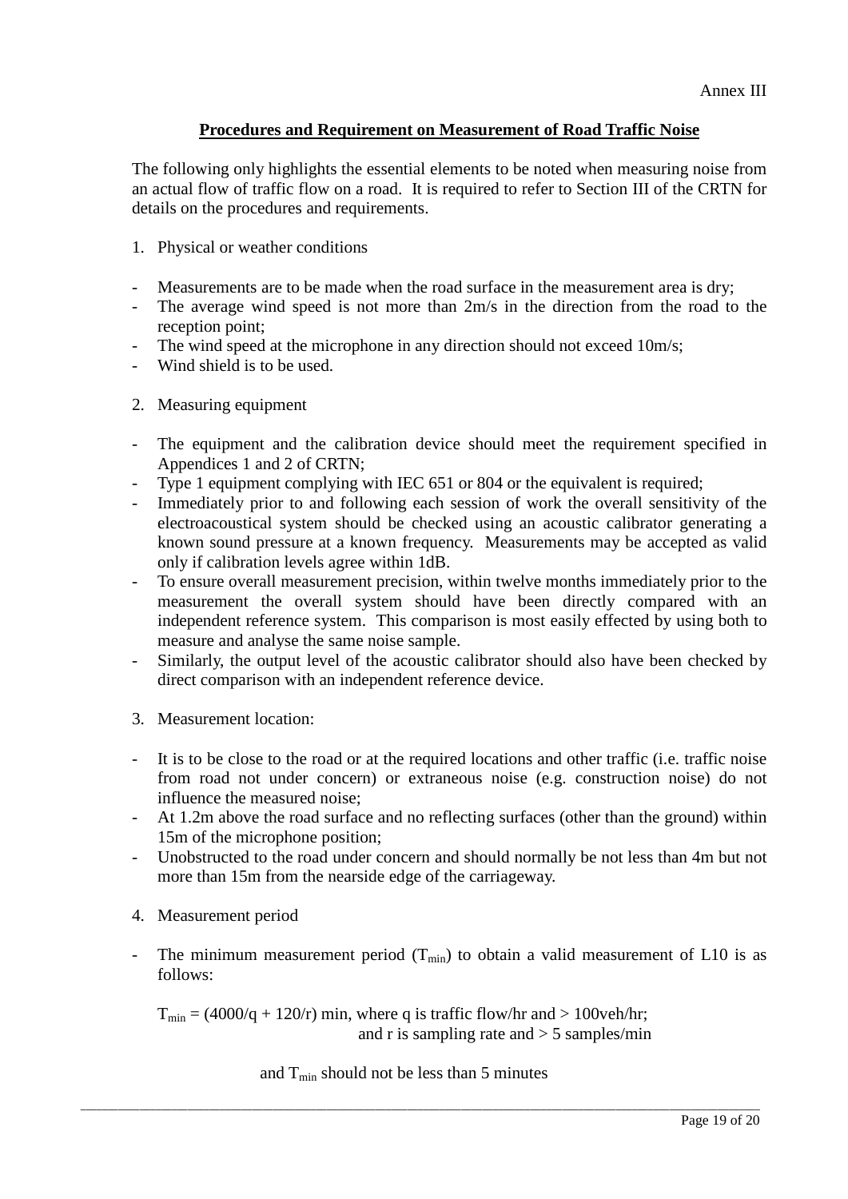Annex III

## Procedures and Requirement on Measurement of Road Traffic Noise

The following only highlights the essential elements to be noted when measuring noise from an actual flow of traffic flow on a road. It is required to refer to Section III of the CRTN for details on the procedures and requirements.

1. Physical or weather conditions

- Measurements are to be made when the road surface in the measurement area is dry;
- The average wind speed is not more than 2m/s in the direction from the road to the reception point;
- The wind speed at the microphone in any direction should not exceed 10m/s;
- Wind shield is to be used.

2. Measuring equipment

- The equipment and the calibration device should meet the requirement specified in Appendices 1 and 2 of CRTN;
- Type 1 equipment complying with IEC 651 or 804 or the equivalent is required;
- Immediately prior to and following each session of work the overall sensitivity of the electroacoustical system should be checked using an acoustic calibrator generating a known sound pressure at a known frequency. Measurements may be accepted as valid only if calibration levels agree within 1dB.
- To ensure overall measurement precision, within twelve months immediately prior to the measurement the overall system should have been directly compared with an independent reference system. This comparison is most easily effected by using both to measure and analyse the same noise sample.
- Similarly, the output level of the acoustic calibrator should also have been checked by direct comparison with an independent reference device.

3. Measurement location:

- It is to be close to the road or at the required locations and other traffic (i.e. traffic noise from road not under concern) or extraneous noise (e.g. construction noise) do not influence the measured noise;
- At 1.2m above the road surface and no reflecting surfaces (other than the ground) within 15m of the microphone position;
- Unobstructed to the road under concern and should normally be not less than 4m but not more than 15m from the nearside edge of the carriageway.

4. Measurement period

- The minimum measurement period ($T_{min}$) to obtain a valid measurement of L10 is as follows:

  $T_{min} = (4000/q + 120/r)$ min, where q is traffic flow/hr and > 100veh/hr;
  and r is sampling rate and > 5 samples/min

  and $T_{min}$ should not be less than 5 minutes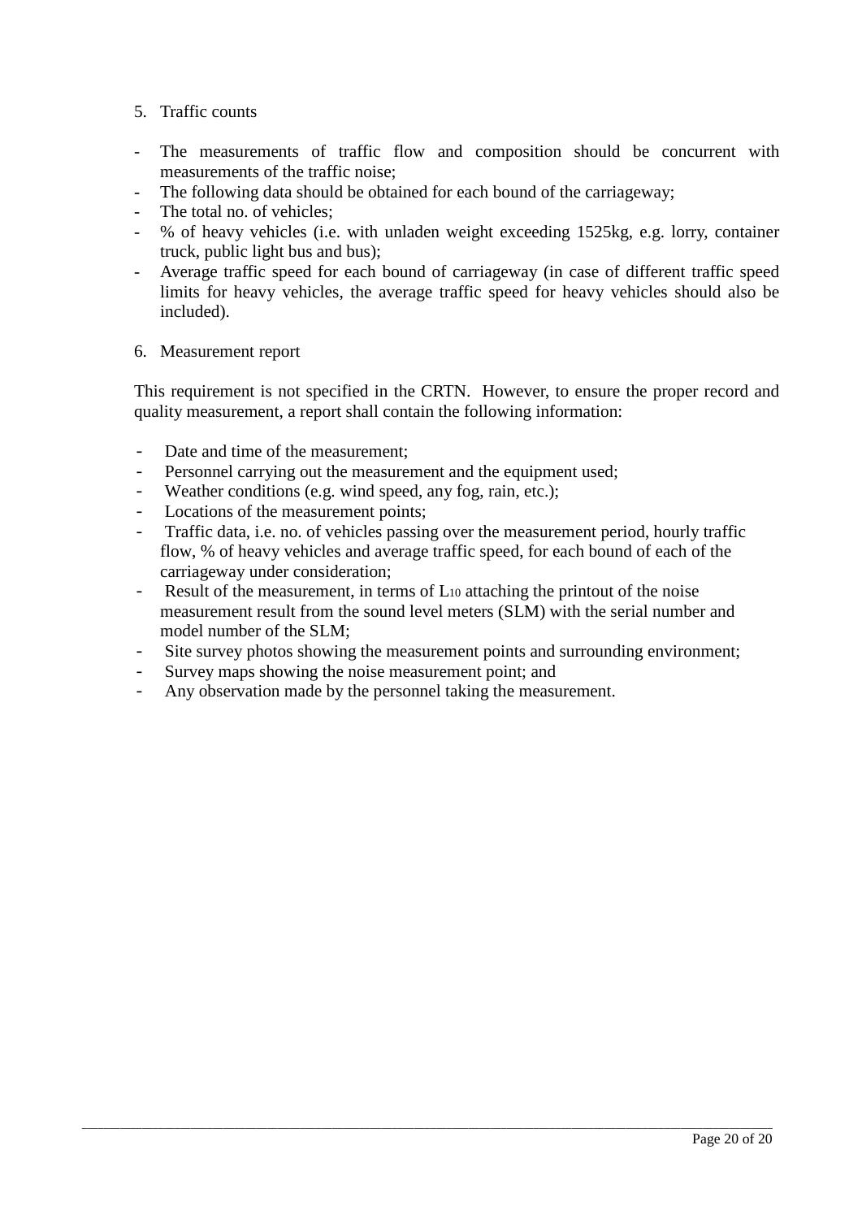5. Traffic counts

- The measurements of traffic flow and composition should be concurrent with measurements of the traffic noise;
- The following data should be obtained for each bound of the carriageway;
- The total no. of vehicles;
- % of heavy vehicles (i.e. with unladen weight exceeding 1525kg, e.g. lorry, container truck, public light bus and bus);
- Average traffic speed for each bound of carriageway (in case of different traffic speed limits for heavy vehicles, the average traffic speed for heavy vehicles should also be included).

6. Measurement report

This requirement is not specified in the CRTN. However, to ensure the proper record and quality measurement, a report shall contain the following information:

- Date and time of the measurement;
- Personnel carrying out the measurement and the equipment used;
- Weather conditions (e.g. wind speed, any fog, rain, etc.);
- Locations of the measurement points;
- Traffic data, i.e. no. of vehicles passing over the measurement period, hourly traffic flow, % of heavy vehicles and average traffic speed, for each bound of each of the carriageway under consideration;
- Result of the measurement, in terms of $L_{10}$ attaching the printout of the noise measurement result from the sound level meters (SLM) with the serial number and model number of the SLM;
- Site survey photos showing the measurement points and surrounding environment;
- Survey maps showing the noise measurement point; and
- Any observation made by the personnel taking the measurement.